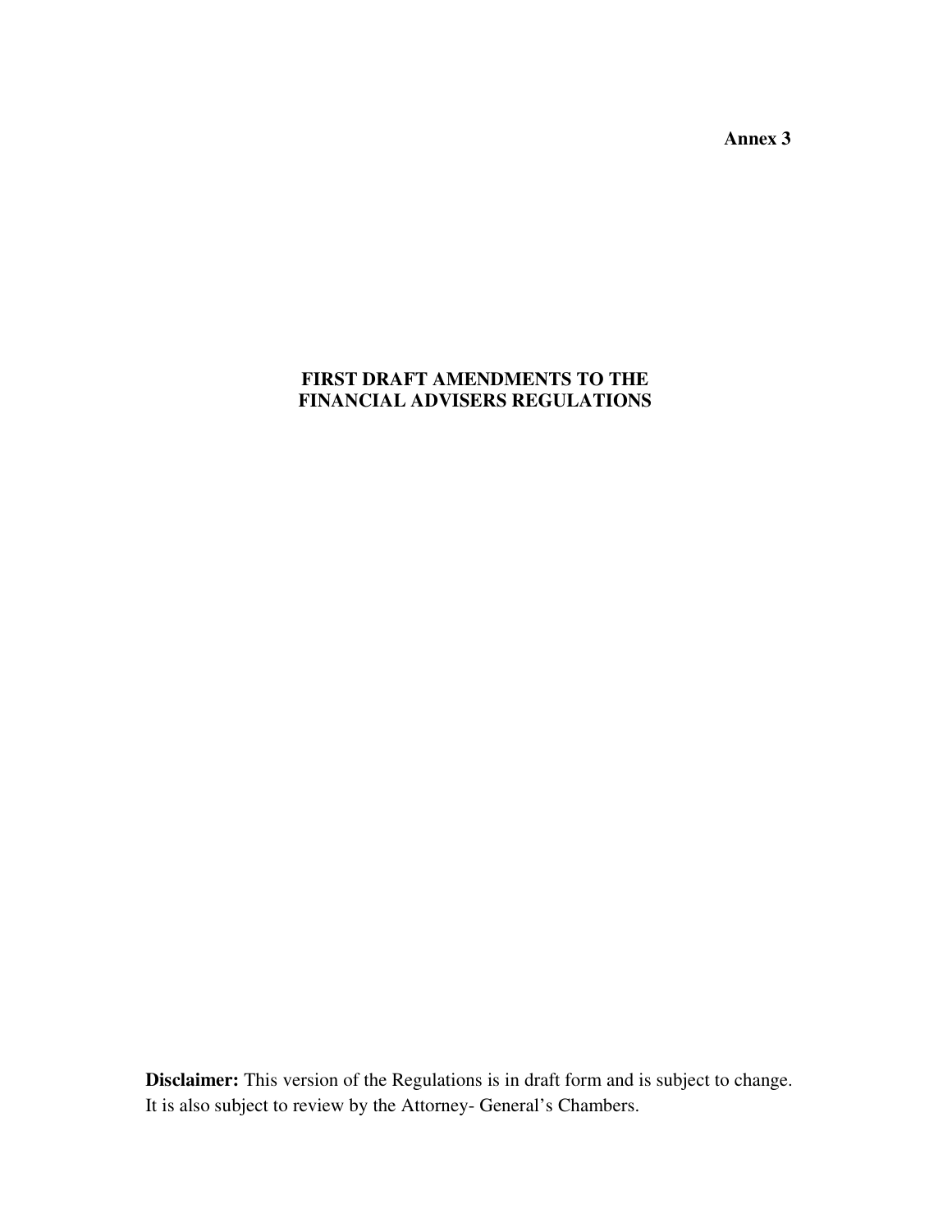**Annex 3**

# FIRST DRAFT AMENDMENTS TO THE FINANCIAL ADVISERS REGULATIONS

**Disclaimer:** This version of the Regulations is in draft form and is subject to change. It is also subject to review by the Attorney- General's Chambers.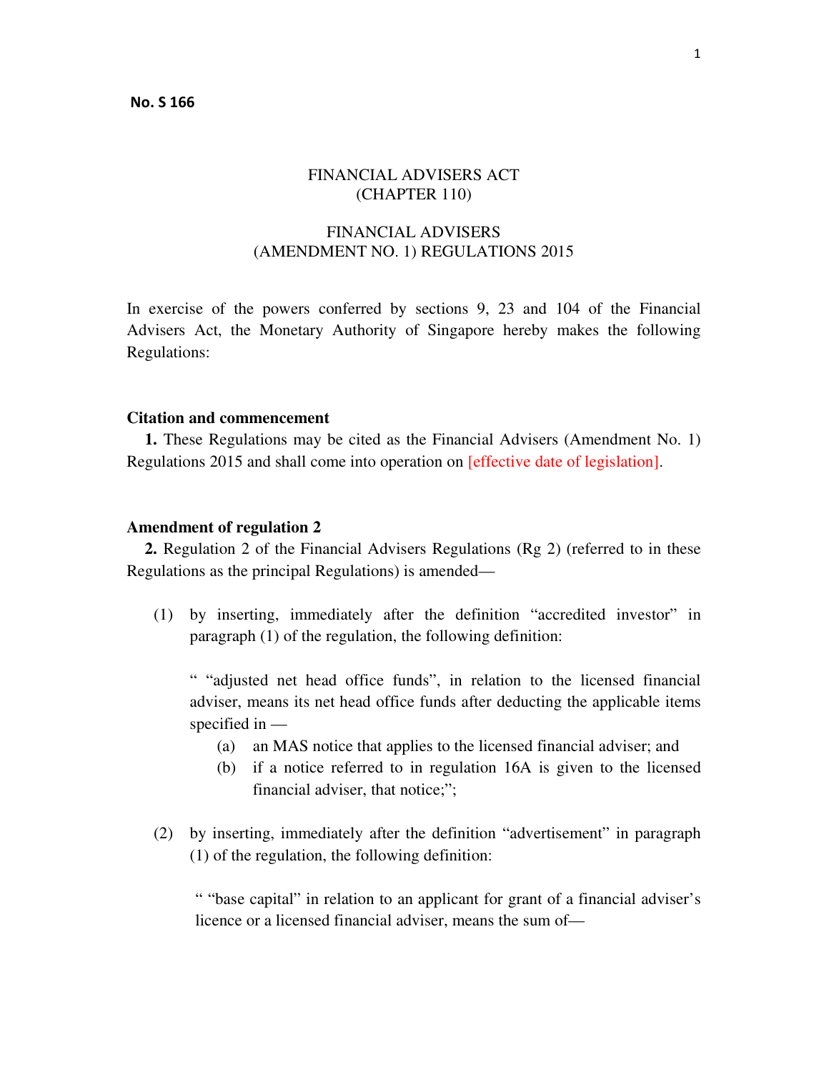**No. S 166**

FINANCIAL ADVISERS ACT
(CHAPTER 110)

FINANCIAL ADVISERS
(AMENDMENT NO. 1) REGULATIONS 2015

In exercise of the powers conferred by sections 9, 23 and 104 of the Financial Advisers Act, the Monetary Authority of Singapore hereby makes the following Regulations:

**Citation and commencement**

**1.** These Regulations may be cited as the Financial Advisers (Amendment No. 1) Regulations 2015 and shall come into operation on [effective date of legislation].

**Amendment of regulation 2**

**2.** Regulation 2 of the Financial Advisers Regulations (Rg 2) (referred to in these Regulations as the principal Regulations) is amended—

(1) by inserting, immediately after the definition "accredited investor" in paragraph (1) of the regulation, the following definition:

" "adjusted net head office funds", in relation to the licensed financial adviser, means its net head office funds after deducting the applicable items specified in —

(a) an MAS notice that applies to the licensed financial adviser; and

(b) if a notice referred to in regulation 16A is given to the licensed financial adviser, that notice;";

(2) by inserting, immediately after the definition "advertisement" in paragraph (1) of the regulation, the following definition:

" "base capital" in relation to an applicant for grant of a financial adviser's licence or a licensed financial adviser, means the sum of—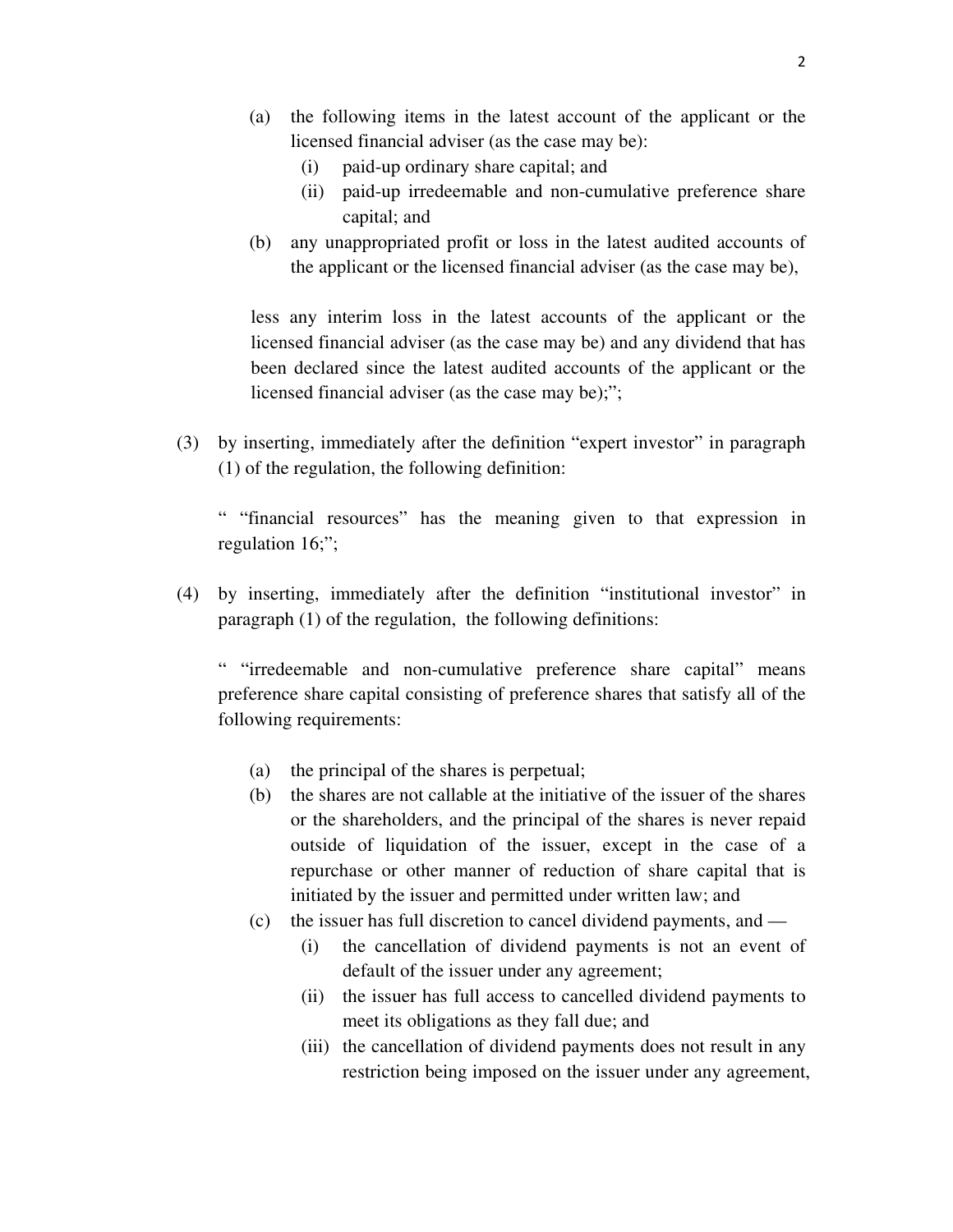(a) the following items in the latest account of the applicant or the licensed financial adviser (as the case may be):

   (i) paid-up ordinary share capital; and

   (ii) paid-up irredeemable and non-cumulative preference share capital; and

(b) any unappropriated profit or loss in the latest audited accounts of the applicant or the licensed financial adviser (as the case may be),

less any interim loss in the latest accounts of the applicant or the licensed financial adviser (as the case may be) and any dividend that has been declared since the latest audited accounts of the applicant or the licensed financial adviser (as the case may be);";

(3) by inserting, immediately after the definition "expert investor" in paragraph (1) of the regulation, the following definition:

" "financial resources" has the meaning given to that expression in regulation 16;";

(4) by inserting, immediately after the definition "institutional investor" in paragraph (1) of the regulation, the following definitions:

" "irredeemable and non-cumulative preference share capital" means preference share capital consisting of preference shares that satisfy all of the following requirements:

(a) the principal of the shares is perpetual;

(b) the shares are not callable at the initiative of the issuer of the shares or the shareholders, and the principal of the shares is never repaid outside of liquidation of the issuer, except in the case of a repurchase or other manner of reduction of share capital that is initiated by the issuer and permitted under written law; and

(c) the issuer has full discretion to cancel dividend payments, and —

   (i) the cancellation of dividend payments is not an event of default of the issuer under any agreement;

   (ii) the issuer has full access to cancelled dividend payments to meet its obligations as they fall due; and

   (iii) the cancellation of dividend payments does not result in any restriction being imposed on the issuer under any agreement,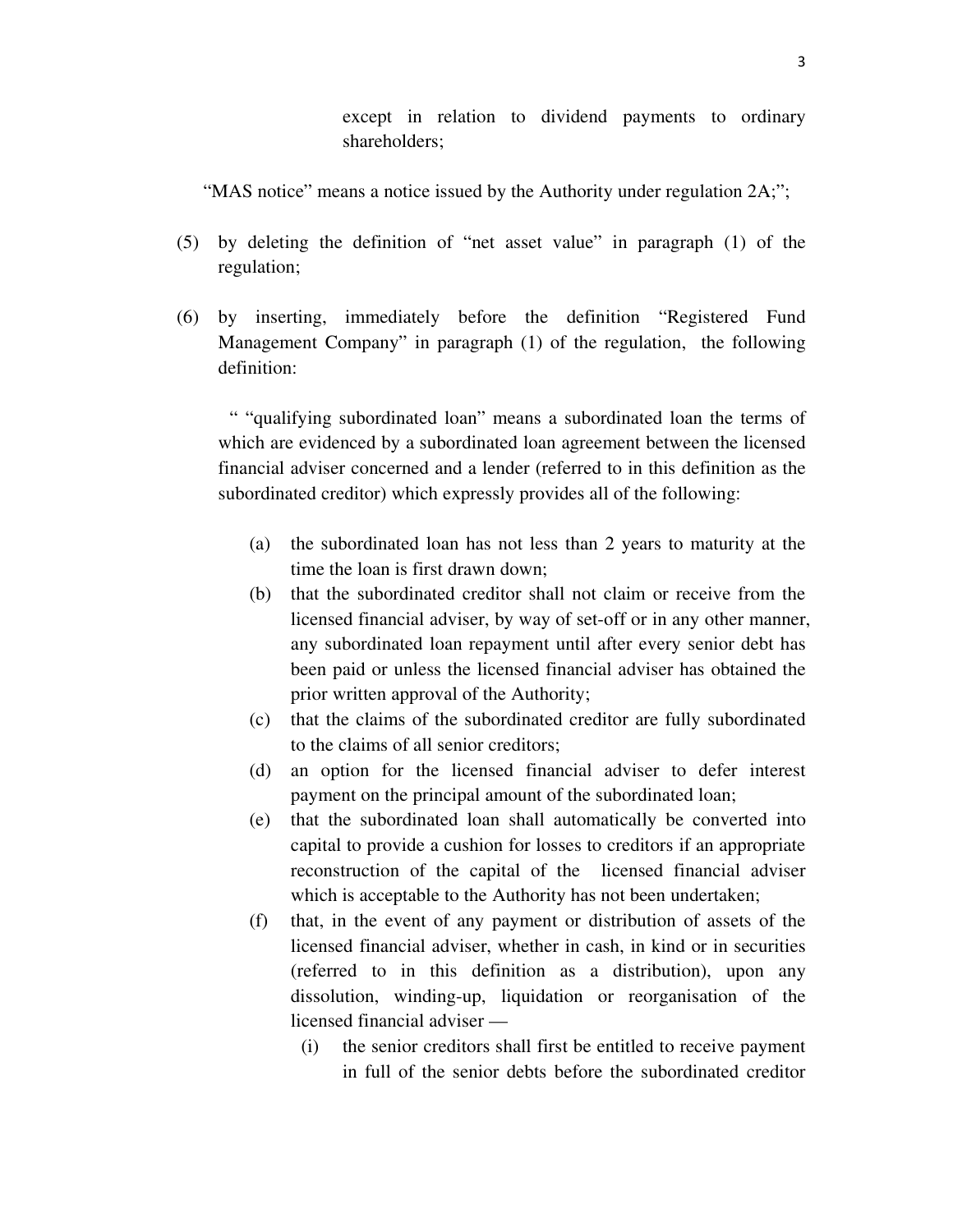except in relation to dividend payments to ordinary shareholders;

"MAS notice" means a notice issued by the Authority under regulation 2A;";

(5) by deleting the definition of "net asset value" in paragraph (1) of the regulation;

(6) by inserting, immediately before the definition "Registered Fund Management Company" in paragraph (1) of the regulation, the following definition:

" "qualifying subordinated loan" means a subordinated loan the terms of which are evidenced by a subordinated loan agreement between the licensed financial adviser concerned and a lender (referred to in this definition as the subordinated creditor) which expressly provides all of the following:

- (a) the subordinated loan has not less than 2 years to maturity at the time the loan is first drawn down;
- (b) that the subordinated creditor shall not claim or receive from the licensed financial adviser, by way of set-off or in any other manner, any subordinated loan repayment until after every senior debt has been paid or unless the licensed financial adviser has obtained the prior written approval of the Authority;
- (c) that the claims of the subordinated creditor are fully subordinated to the claims of all senior creditors;
- (d) an option for the licensed financial adviser to defer interest payment on the principal amount of the subordinated loan;
- (e) that the subordinated loan shall automatically be converted into capital to provide a cushion for losses to creditors if an appropriate reconstruction of the capital of the licensed financial adviser which is acceptable to the Authority has not been undertaken;
- (f) that, in the event of any payment or distribution of assets of the licensed financial adviser, whether in cash, in kind or in securities (referred to in this definition as a distribution), upon any dissolution, winding-up, liquidation or reorganisation of the licensed financial adviser —
    - (i) the senior creditors shall first be entitled to receive payment in full of the senior debts before the subordinated creditor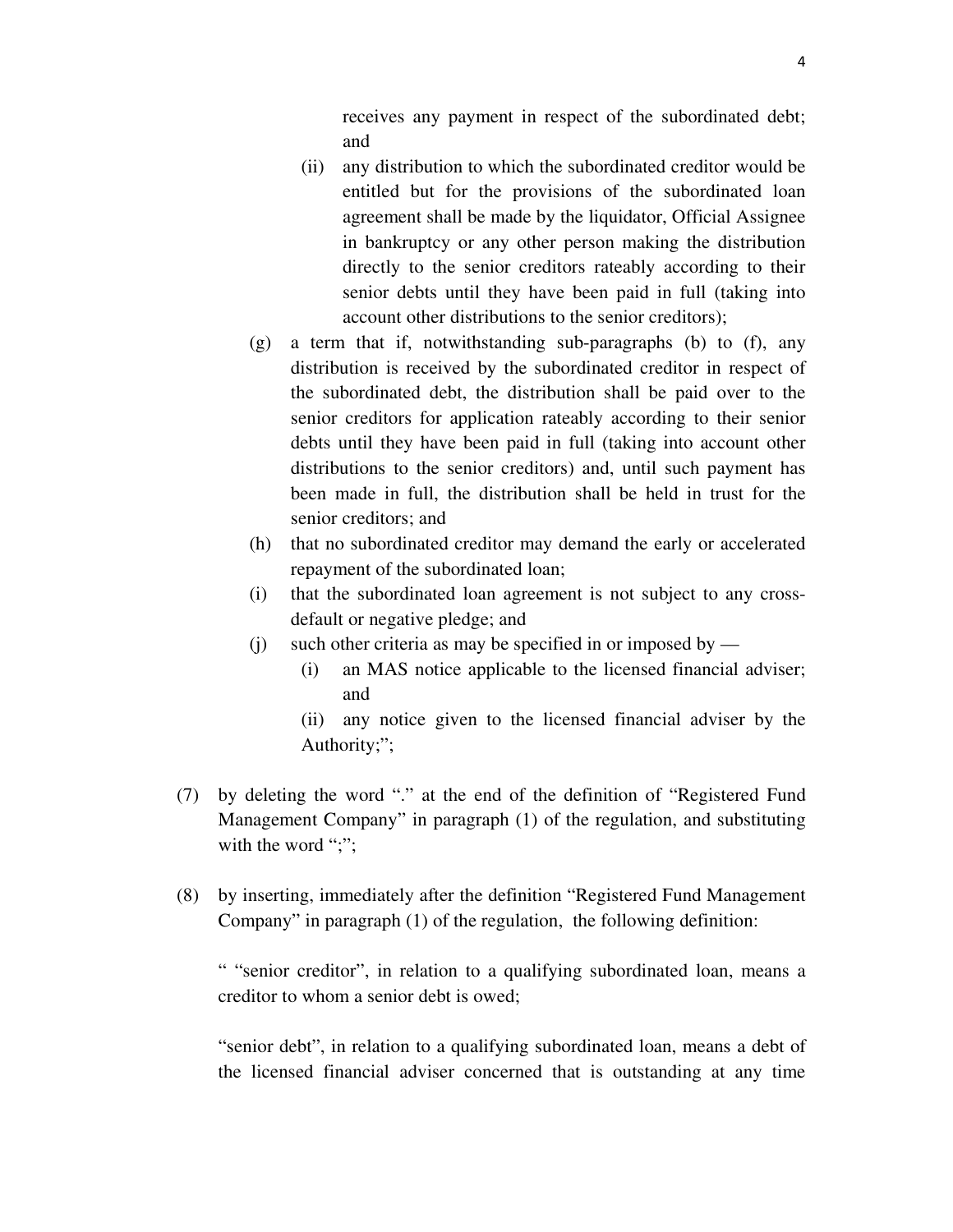receives any payment in respect of the subordinated debt; and

(ii) any distribution to which the subordinated creditor would be entitled but for the provisions of the subordinated loan agreement shall be made by the liquidator, Official Assignee in bankruptcy or any other person making the distribution directly to the senior creditors rateably according to their senior debts until they have been paid in full (taking into account other distributions to the senior creditors);

(g) a term that if, notwithstanding sub-paragraphs (b) to (f), any distribution is received by the subordinated creditor in respect of the subordinated debt, the distribution shall be paid over to the senior creditors for application rateably according to their senior debts until they have been paid in full (taking into account other distributions to the senior creditors) and, until such payment has been made in full, the distribution shall be held in trust for the senior creditors; and

(h) that no subordinated creditor may demand the early or accelerated repayment of the subordinated loan;

(i) that the subordinated loan agreement is not subject to any cross-default or negative pledge; and

(j) such other criteria as may be specified in or imposed by —

(i) an MAS notice applicable to the licensed financial adviser; and

(ii) any notice given to the licensed financial adviser by the Authority;";

(7) by deleting the word "." at the end of the definition of "Registered Fund Management Company" in paragraph (1) of the regulation, and substituting with the word ";";

(8) by inserting, immediately after the definition "Registered Fund Management Company" in paragraph (1) of the regulation, the following definition:

" "senior creditor", in relation to a qualifying subordinated loan, means a creditor to whom a senior debt is owed;

"senior debt", in relation to a qualifying subordinated loan, means a debt of the licensed financial adviser concerned that is outstanding at any time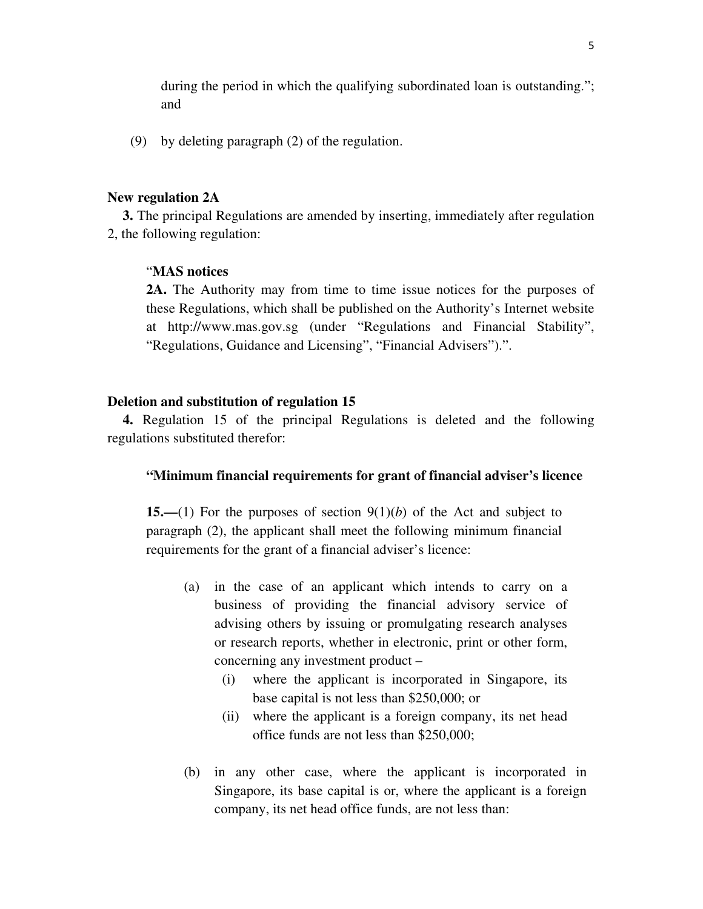during the period in which the qualifying subordinated loan is outstanding."; and

(9) by deleting paragraph (2) of the regulation.

**New regulation 2A**

**3.** The principal Regulations are amended by inserting, immediately after regulation 2, the following regulation:

"**MAS notices**

**2A.** The Authority may from time to time issue notices for the purposes of these Regulations, which shall be published on the Authority's Internet website at http://www.mas.gov.sg (under "Regulations and Financial Stability", "Regulations, Guidance and Licensing", "Financial Advisers").".

**Deletion and substitution of regulation 15**

**4.** Regulation 15 of the principal Regulations is deleted and the following regulations substituted therefor:

**"Minimum financial requirements for grant of financial adviser's licence**

**15.—**(1) For the purposes of section 9(1)(*b*) of the Act and subject to paragraph (2), the applicant shall meet the following minimum financial requirements for the grant of a financial adviser's licence:

(a) in the case of an applicant which intends to carry on a business of providing the financial advisory service of advising others by issuing or promulgating research analyses or research reports, whether in electronic, print or other form, concerning any investment product –

   (i) where the applicant is incorporated in Singapore, its base capital is not less than $250,000; or

   (ii) where the applicant is a foreign company, its net head office funds are not less than $250,000;

(b) in any other case, where the applicant is incorporated in Singapore, its base capital is or, where the applicant is a foreign company, its net head office funds, are not less than: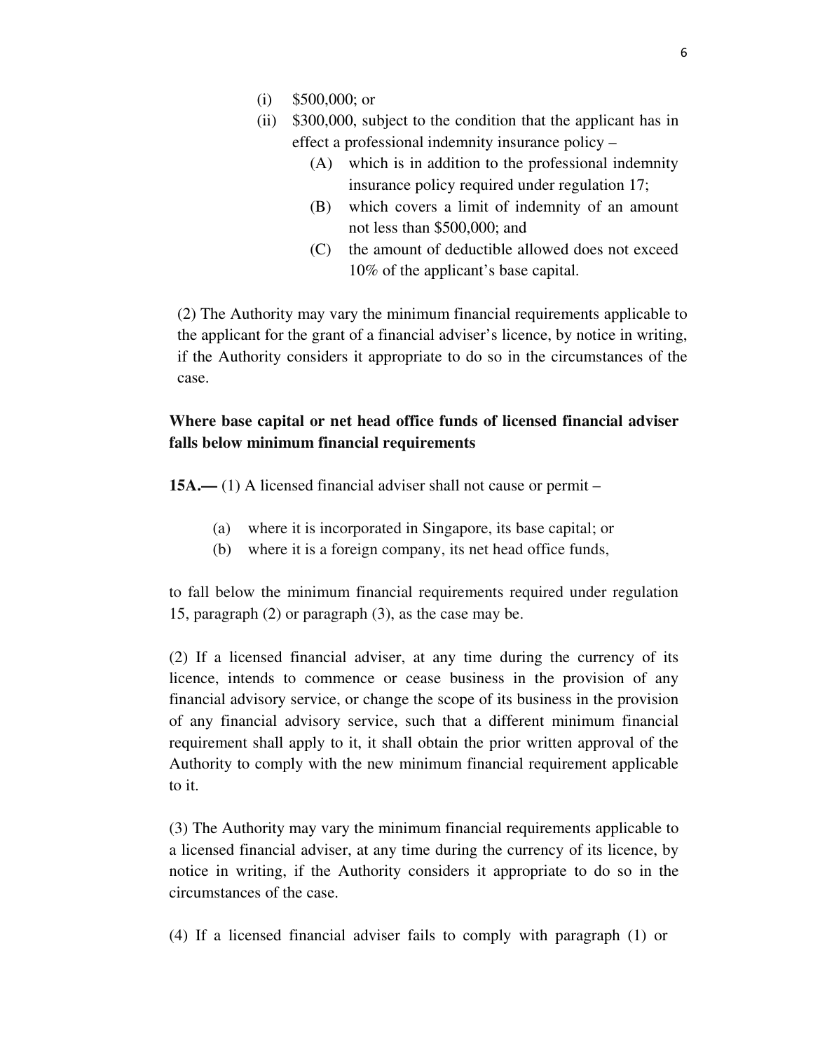(i) $500,000; or

(ii) $300,000, subject to the condition that the applicant has in effect a professional indemnity insurance policy –

(A) which is in addition to the professional indemnity insurance policy required under regulation 17;

(B) which covers a limit of indemnity of an amount not less than $500,000; and

(C) the amount of deductible allowed does not exceed 10% of the applicant's base capital.

(2) The Authority may vary the minimum financial requirements applicable to the applicant for the grant of a financial adviser's licence, by notice in writing, if the Authority considers it appropriate to do so in the circumstances of the case.

**Where base capital or net head office funds of licensed financial adviser falls below minimum financial requirements**

**15A.—** (1) A licensed financial adviser shall not cause or permit –

(a) where it is incorporated in Singapore, its base capital; or

(b) where it is a foreign company, its net head office funds,

to fall below the minimum financial requirements required under regulation 15, paragraph (2) or paragraph (3), as the case may be.

(2) If a licensed financial adviser, at any time during the currency of its licence, intends to commence or cease business in the provision of any financial advisory service, or change the scope of its business in the provision of any financial advisory service, such that a different minimum financial requirement shall apply to it, it shall obtain the prior written approval of the Authority to comply with the new minimum financial requirement applicable to it.

(3) The Authority may vary the minimum financial requirements applicable to a licensed financial adviser, at any time during the currency of its licence, by notice in writing, if the Authority considers it appropriate to do so in the circumstances of the case.

(4) If a licensed financial adviser fails to comply with paragraph (1) or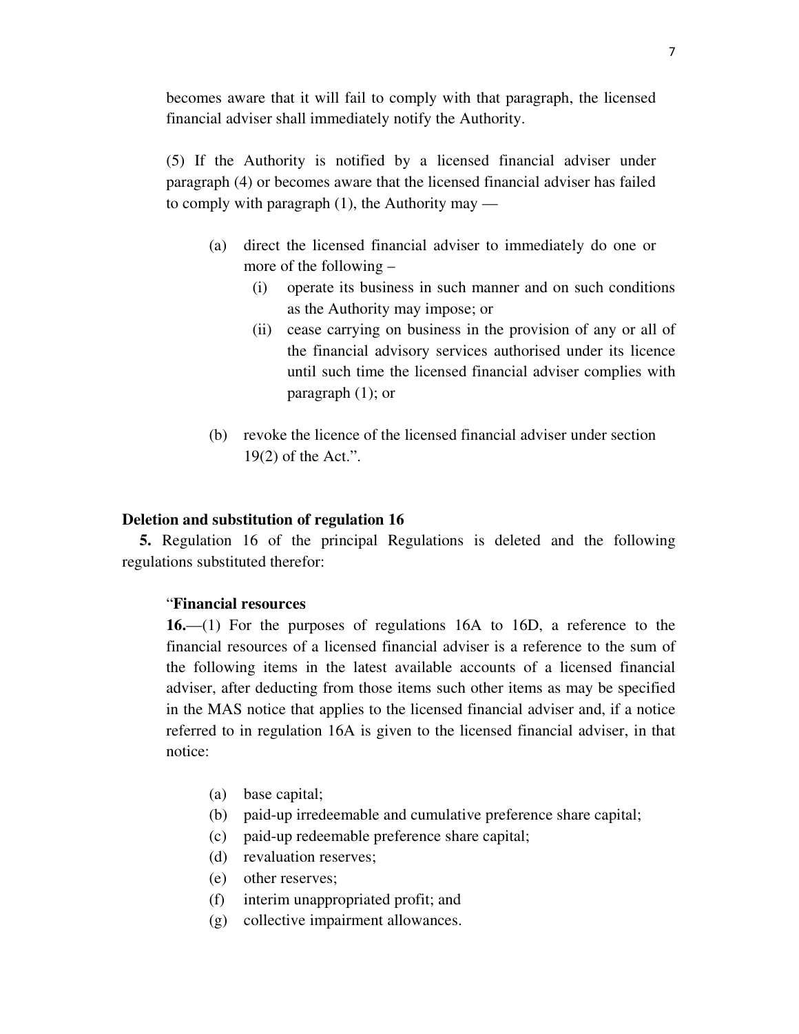becomes aware that it will fail to comply with that paragraph, the licensed financial adviser shall immediately notify the Authority.

(5) If the Authority is notified by a licensed financial adviser under paragraph (4) or becomes aware that the licensed financial adviser has failed to comply with paragraph (1), the Authority may —

(a) direct the licensed financial adviser to immediately do one or more of the following –

(i) operate its business in such manner and on such conditions as the Authority may impose; or

(ii) cease carrying on business in the provision of any or all of the financial advisory services authorised under its licence until such time the licensed financial adviser complies with paragraph (1); or

(b) revoke the licence of the licensed financial adviser under section 19(2) of the Act.".

**Deletion and substitution of regulation 16**

**5.** Regulation 16 of the principal Regulations is deleted and the following regulations substituted therefor:

"**Financial resources**

**16.**—(1) For the purposes of regulations 16A to 16D, a reference to the financial resources of a licensed financial adviser is a reference to the sum of the following items in the latest available accounts of a licensed financial adviser, after deducting from those items such other items as may be specified in the MAS notice that applies to the licensed financial adviser and, if a notice referred to in regulation 16A is given to the licensed financial adviser, in that notice:

(a) base capital;

(b) paid-up irredeemable and cumulative preference share capital;

(c) paid-up redeemable preference share capital;

(d) revaluation reserves;

(e) other reserves;

(f) interim unappropriated profit; and

(g) collective impairment allowances.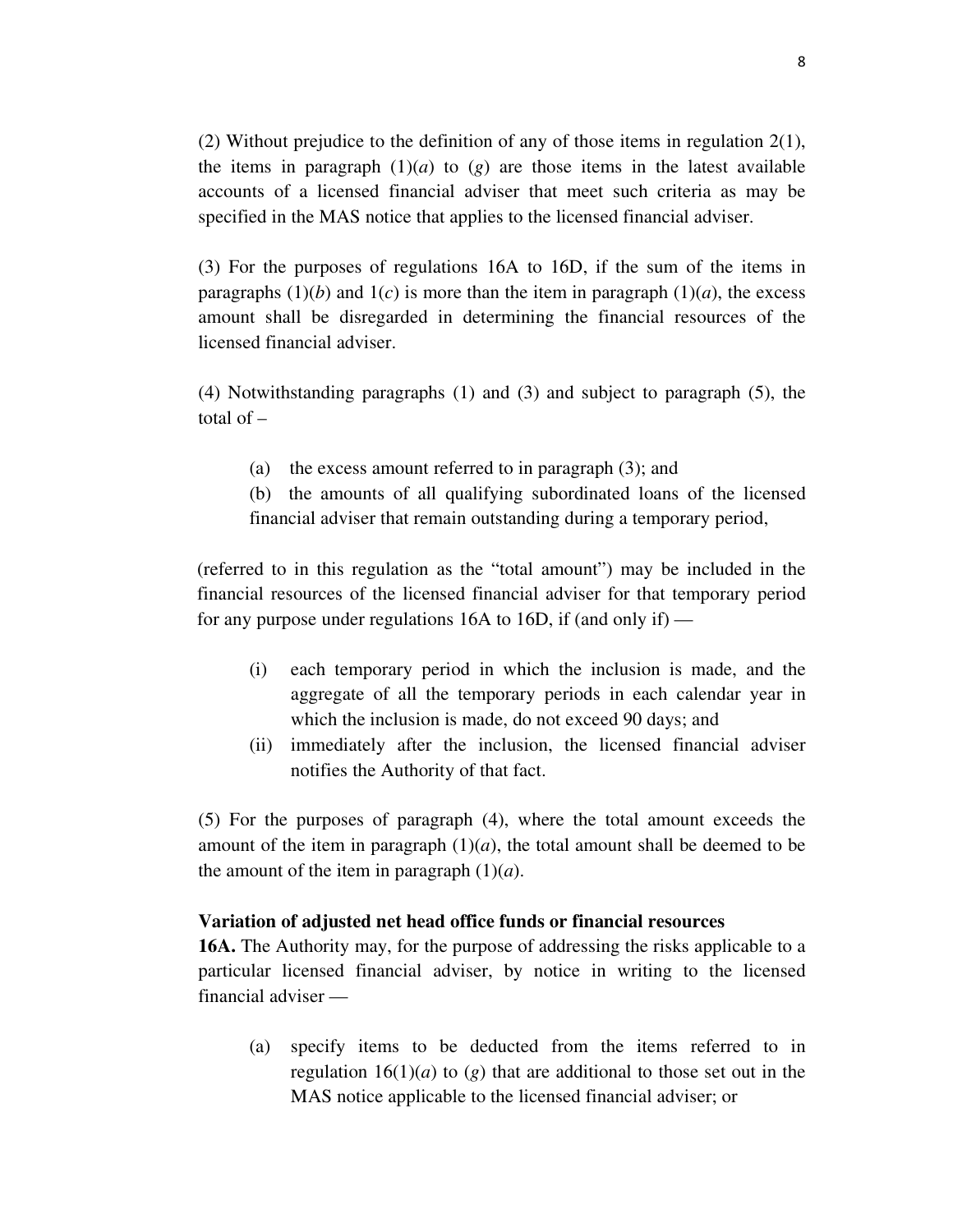(2) Without prejudice to the definition of any of those items in regulation 2(1), the items in paragraph (1)(*a*) to (*g*) are those items in the latest available accounts of a licensed financial adviser that meet such criteria as may be specified in the MAS notice that applies to the licensed financial adviser.

(3) For the purposes of regulations 16A to 16D, if the sum of the items in paragraphs (1)(*b*) and 1(*c*) is more than the item in paragraph (1)(*a*), the excess amount shall be disregarded in determining the financial resources of the licensed financial adviser.

(4) Notwithstanding paragraphs (1) and (3) and subject to paragraph (5), the total of –

(a) the excess amount referred to in paragraph (3); and

(b) the amounts of all qualifying subordinated loans of the licensed financial adviser that remain outstanding during a temporary period,

(referred to in this regulation as the "total amount") may be included in the financial resources of the licensed financial adviser for that temporary period for any purpose under regulations 16A to 16D, if (and only if) —

(i) each temporary period in which the inclusion is made, and the aggregate of all the temporary periods in each calendar year in which the inclusion is made, do not exceed 90 days; and

(ii) immediately after the inclusion, the licensed financial adviser notifies the Authority of that fact.

(5) For the purposes of paragraph (4), where the total amount exceeds the amount of the item in paragraph (1)(*a*), the total amount shall be deemed to be the amount of the item in paragraph (1)(*a*).

**Variation of adjusted net head office funds or financial resources**

**16A.** The Authority may, for the purpose of addressing the risks applicable to a particular licensed financial adviser, by notice in writing to the licensed financial adviser —

(a) specify items to be deducted from the items referred to in regulation 16(1)(*a*) to (*g*) that are additional to those set out in the MAS notice applicable to the licensed financial adviser; or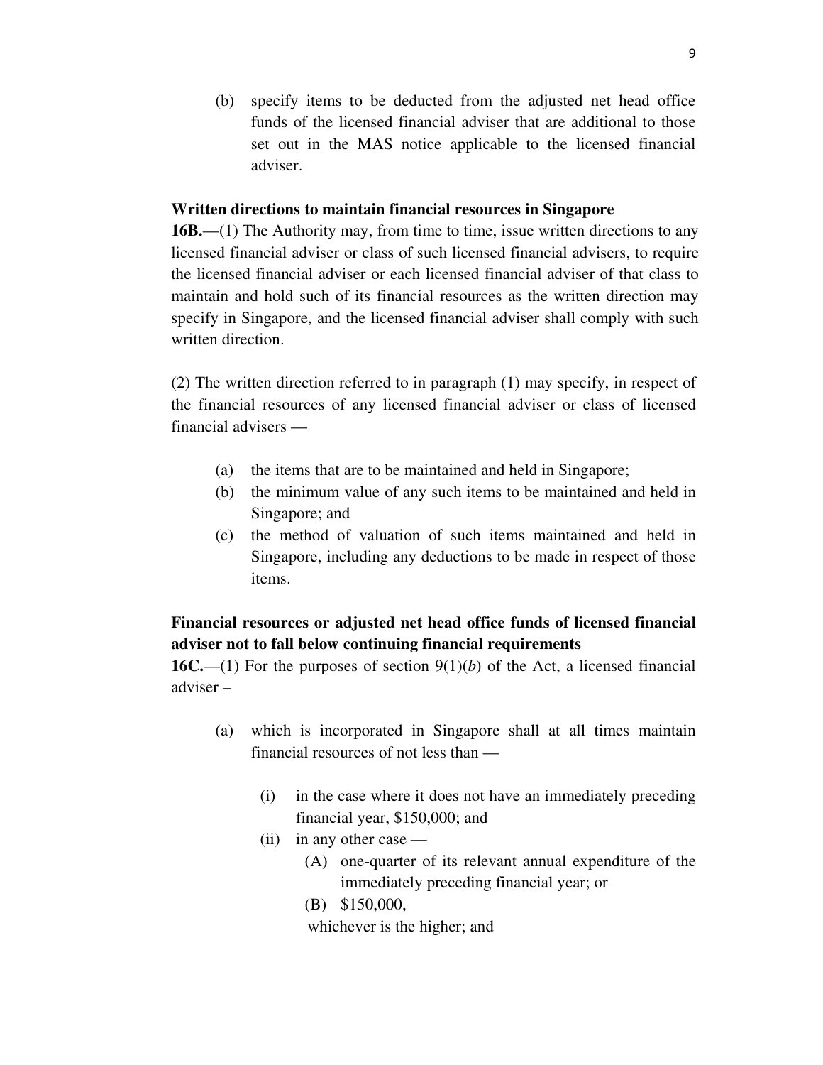(b) specify items to be deducted from the adjusted net head office funds of the licensed financial adviser that are additional to those set out in the MAS notice applicable to the licensed financial adviser.

**Written directions to maintain financial resources in Singapore**

**16B.**—(1) The Authority may, from time to time, issue written directions to any licensed financial adviser or class of such licensed financial advisers, to require the licensed financial adviser or each licensed financial adviser of that class to maintain and hold such of its financial resources as the written direction may specify in Singapore, and the licensed financial adviser shall comply with such written direction.

(2) The written direction referred to in paragraph (1) may specify, in respect of the financial resources of any licensed financial adviser or class of licensed financial advisers —

- (a) the items that are to be maintained and held in Singapore;
- (b) the minimum value of any such items to be maintained and held in Singapore; and
- (c) the method of valuation of such items maintained and held in Singapore, including any deductions to be made in respect of those items.

**Financial resources or adjusted net head office funds of licensed financial adviser not to fall below continuing financial requirements**

**16C.**—(1) For the purposes of section 9(1)(*b*) of the Act, a licensed financial adviser –

- (a) which is incorporated in Singapore shall at all times maintain financial resources of not less than —
  - (i) in the case where it does not have an immediately preceding financial year, $150,000; and
  - (ii) in any other case —
    - (A) one-quarter of its relevant annual expenditure of the immediately preceding financial year; or
    - (B) $150,000,

    whichever is the higher; and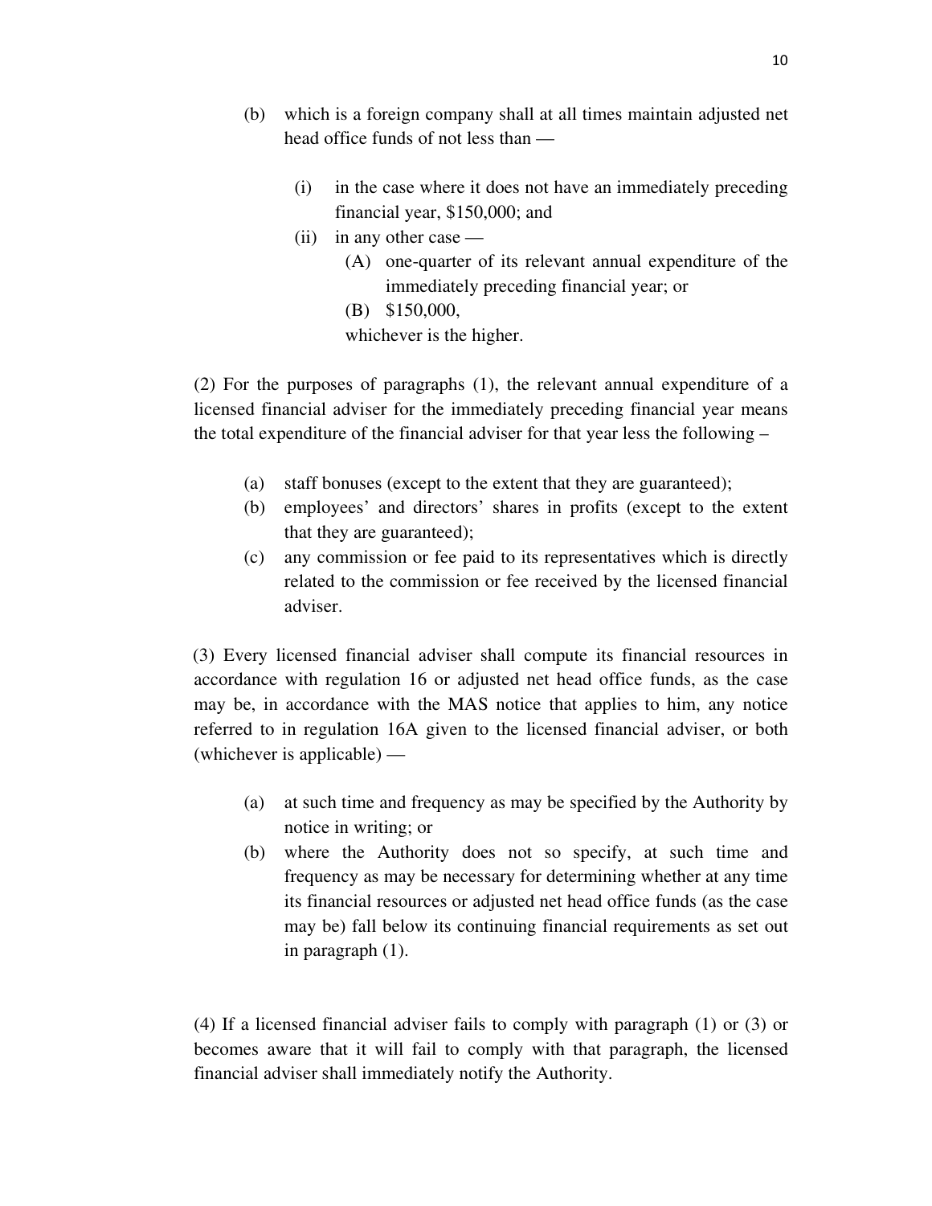(b) which is a foreign company shall at all times maintain adjusted net head office funds of not less than —

(i) in the case where it does not have an immediately preceding financial year, $150,000; and

(ii) in any other case —

(A) one-quarter of its relevant annual expenditure of the immediately preceding financial year; or

(B) $150,000,

whichever is the higher.

(2) For the purposes of paragraphs (1), the relevant annual expenditure of a licensed financial adviser for the immediately preceding financial year means the total expenditure of the financial adviser for that year less the following –

(a) staff bonuses (except to the extent that they are guaranteed);

(b) employees' and directors' shares in profits (except to the extent that they are guaranteed);

(c) any commission or fee paid to its representatives which is directly related to the commission or fee received by the licensed financial adviser.

(3) Every licensed financial adviser shall compute its financial resources in accordance with regulation 16 or adjusted net head office funds, as the case may be, in accordance with the MAS notice that applies to him, any notice referred to in regulation 16A given to the licensed financial adviser, or both (whichever is applicable) —

(a) at such time and frequency as may be specified by the Authority by notice in writing; or

(b) where the Authority does not so specify, at such time and frequency as may be necessary for determining whether at any time its financial resources or adjusted net head office funds (as the case may be) fall below its continuing financial requirements as set out in paragraph (1).

(4) If a licensed financial adviser fails to comply with paragraph (1) or (3) or becomes aware that it will fail to comply with that paragraph, the licensed financial adviser shall immediately notify the Authority.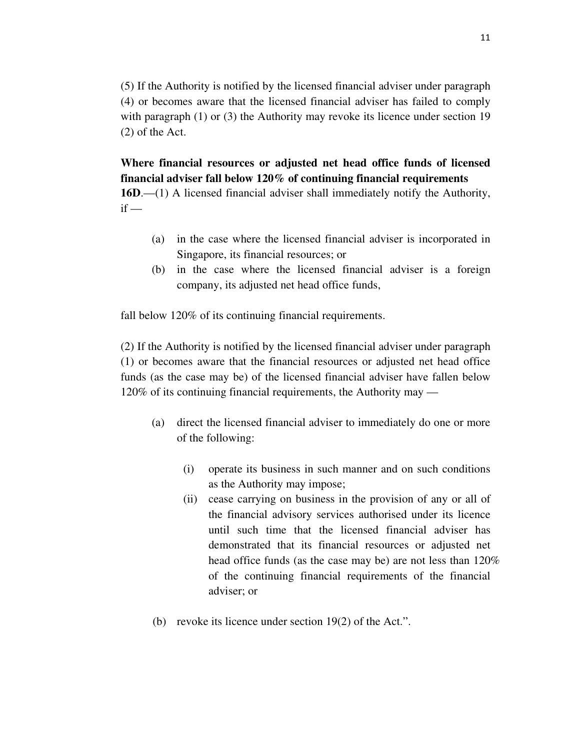(5) If the Authority is notified by the licensed financial adviser under paragraph (4) or becomes aware that the licensed financial adviser has failed to comply with paragraph (1) or (3) the Authority may revoke its licence under section 19 (2) of the Act.

**Where financial resources or adjusted net head office funds of licensed financial adviser fall below 120% of continuing financial requirements**

**16D**.—(1) A licensed financial adviser shall immediately notify the Authority, if —

(a) in the case where the licensed financial adviser is incorporated in Singapore, its financial resources; or

(b) in the case where the licensed financial adviser is a foreign company, its adjusted net head office funds,

fall below 120% of its continuing financial requirements.

(2) If the Authority is notified by the licensed financial adviser under paragraph (1) or becomes aware that the financial resources or adjusted net head office funds (as the case may be) of the licensed financial adviser have fallen below 120% of its continuing financial requirements, the Authority may —

(a) direct the licensed financial adviser to immediately do one or more of the following:

   (i) operate its business in such manner and on such conditions as the Authority may impose;

   (ii) cease carrying on business in the provision of any or all of the financial advisory services authorised under its licence until such time that the licensed financial adviser has demonstrated that its financial resources or adjusted net head office funds (as the case may be) are not less than 120% of the continuing financial requirements of the financial adviser; or

(b) revoke its licence under section 19(2) of the Act.".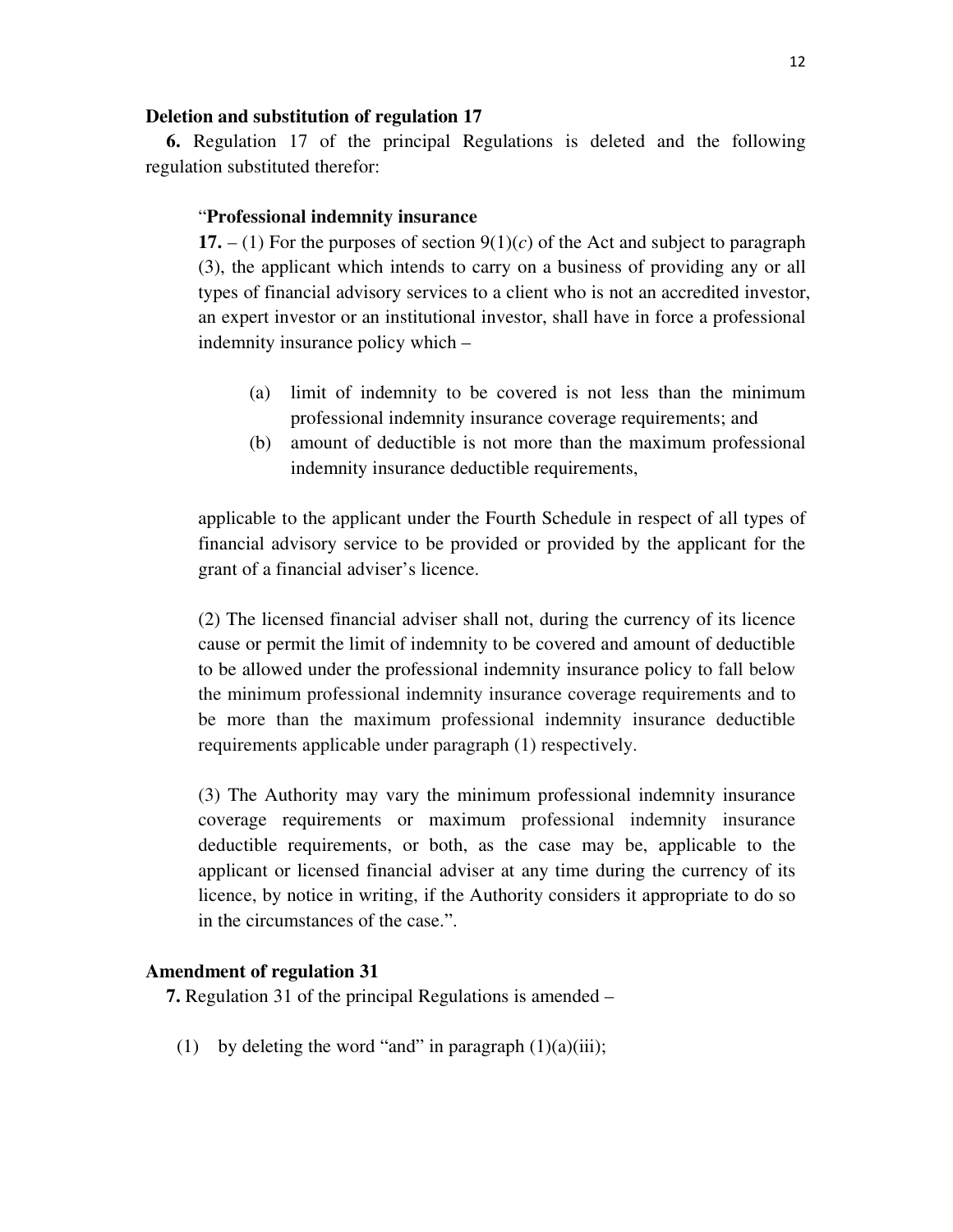**Deletion and substitution of regulation 17**

**6.** Regulation 17 of the principal Regulations is deleted and the following regulation substituted therefor:

> "**Professional indemnity insurance**
>
> **17.** – (1) For the purposes of section 9(1)(*c*) of the Act and subject to paragraph (3), the applicant which intends to carry on a business of providing any or all types of financial advisory services to a client who is not an accredited investor, an expert investor or an institutional investor, shall have in force a professional indemnity insurance policy which –
>
> (a) limit of indemnity to be covered is not less than the minimum professional indemnity insurance coverage requirements; and
>
> (b) amount of deductible is not more than the maximum professional indemnity insurance deductible requirements,
>
> applicable to the applicant under the Fourth Schedule in respect of all types of financial advisory service to be provided or provided by the applicant for the grant of a financial adviser's licence.
>
> (2) The licensed financial adviser shall not, during the currency of its licence cause or permit the limit of indemnity to be covered and amount of deductible to be allowed under the professional indemnity insurance policy to fall below the minimum professional indemnity insurance coverage requirements and to be more than the maximum professional indemnity insurance deductible requirements applicable under paragraph (1) respectively.
>
> (3) The Authority may vary the minimum professional indemnity insurance coverage requirements or maximum professional indemnity insurance deductible requirements, or both, as the case may be, applicable to the applicant or licensed financial adviser at any time during the currency of its licence, by notice in writing, if the Authority considers it appropriate to do so in the circumstances of the case.".

**Amendment of regulation 31**

**7.** Regulation 31 of the principal Regulations is amended –

(1) by deleting the word "and" in paragraph (1)(a)(iii);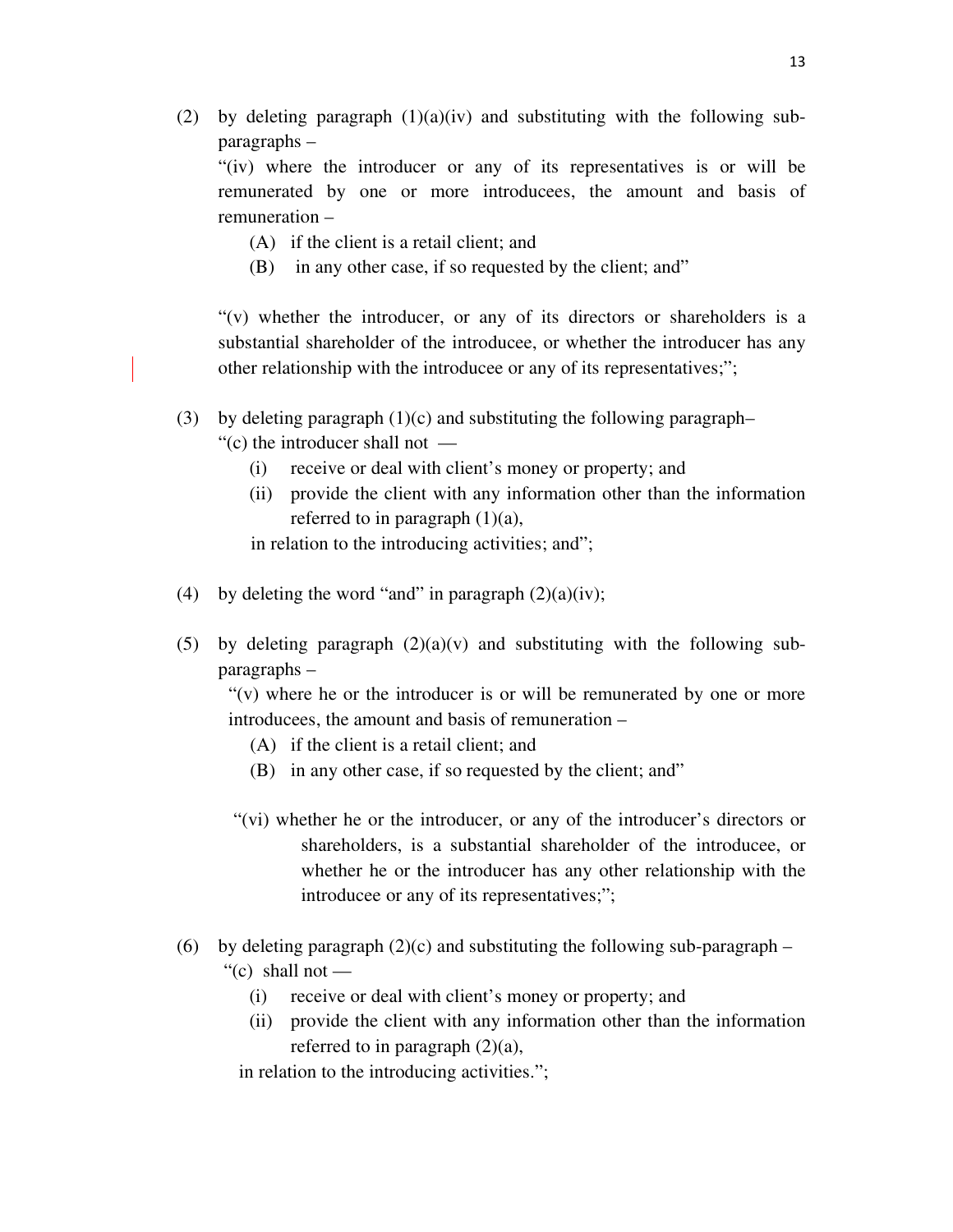(2) by deleting paragraph (1)(a)(iv) and substituting with the following sub-paragraphs –

"(iv) where the introducer or any of its representatives is or will be remunerated by one or more introducees, the amount and basis of remuneration –

(A) if the client is a retail client; and

(B) in any other case, if so requested by the client; and"

"(v) whether the introducer, or any of its directors or shareholders is a substantial shareholder of the introducee, or whether the introducer has any other relationship with the introducee or any of its representatives;";

(3) by deleting paragraph (1)(c) and substituting the following paragraph–

"(c) the introducer shall not —

(i) receive or deal with client's money or property; and

(ii) provide the client with any information other than the information referred to in paragraph (1)(a),

in relation to the introducing activities; and";

(4) by deleting the word "and" in paragraph (2)(a)(iv);

(5) by deleting paragraph (2)(a)(v) and substituting with the following sub-paragraphs –

"(v) where he or the introducer is or will be remunerated by one or more introducees, the amount and basis of remuneration –

(A) if the client is a retail client; and

(B) in any other case, if so requested by the client; and"

"(vi) whether he or the introducer, or any of the introducer's directors or shareholders, is a substantial shareholder of the introducee, or whether he or the introducer has any other relationship with the introducee or any of its representatives;";

(6) by deleting paragraph (2)(c) and substituting the following sub-paragraph –

"(c) shall not —

(i) receive or deal with client's money or property; and

(ii) provide the client with any information other than the information referred to in paragraph (2)(a),

in relation to the introducing activities.";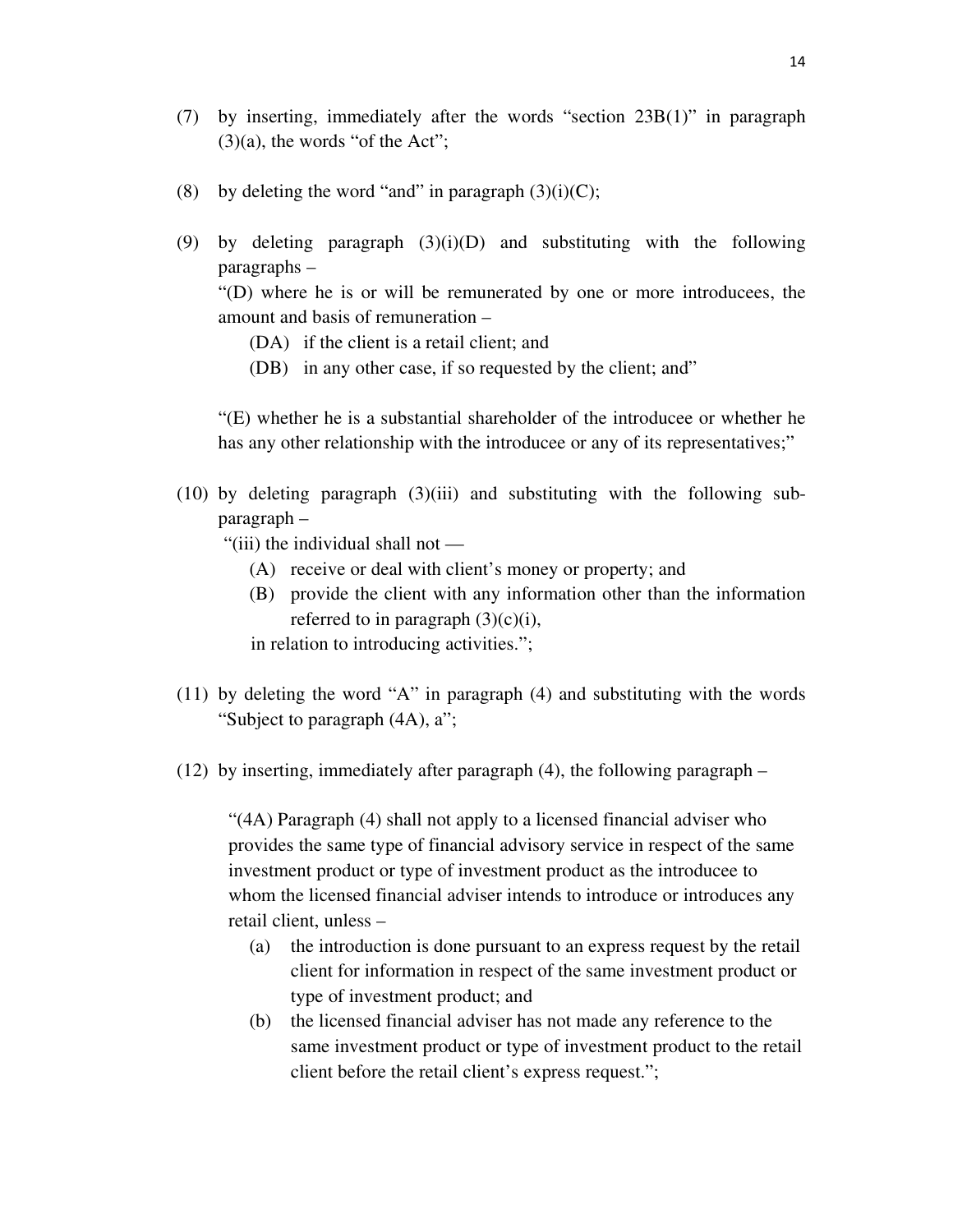(7) by inserting, immediately after the words "section 23B(1)" in paragraph (3)(a), the words "of the Act";

(8) by deleting the word "and" in paragraph (3)(i)(C);

(9) by deleting paragraph (3)(i)(D) and substituting with the following paragraphs –

"(D) where he is or will be remunerated by one or more introducees, the amount and basis of remuneration –

(DA) if the client is a retail client; and

(DB) in any other case, if so requested by the client; and"

"(E) whether he is a substantial shareholder of the introducee or whether he has any other relationship with the introducee or any of its representatives;"

(10) by deleting paragraph (3)(iii) and substituting with the following sub-paragraph –

"(iii) the individual shall not —

(A) receive or deal with client's money or property; and

(B) provide the client with any information other than the information referred to in paragraph (3)(c)(i),

in relation to introducing activities.";

(11) by deleting the word "A" in paragraph (4) and substituting with the words "Subject to paragraph (4A), a";

(12) by inserting, immediately after paragraph (4), the following paragraph –

"(4A) Paragraph (4) shall not apply to a licensed financial adviser who provides the same type of financial advisory service in respect of the same investment product or type of investment product as the introducee to whom the licensed financial adviser intends to introduce or introduces any retail client, unless –

(a) the introduction is done pursuant to an express request by the retail client for information in respect of the same investment product or type of investment product; and

(b) the licensed financial adviser has not made any reference to the same investment product or type of investment product to the retail client before the retail client's express request.";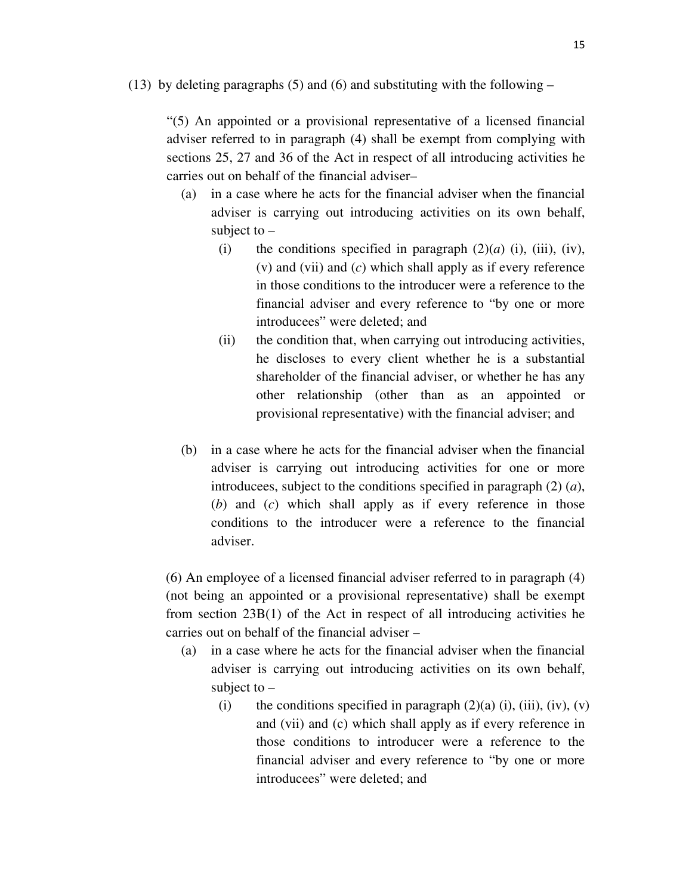(13) by deleting paragraphs (5) and (6) and substituting with the following –

> "(5) An appointed or a provisional representative of a licensed financial adviser referred to in paragraph (4) shall be exempt from complying with sections 25, 27 and 36 of the Act in respect of all introducing activities he carries out on behalf of the financial adviser–
>
> (a) in a case where he acts for the financial adviser when the financial adviser is carrying out introducing activities on its own behalf, subject to –
>
> (i) the conditions specified in paragraph (2)(*a*) (i), (iii), (iv), (v) and (vii) and (*c*) which shall apply as if every reference in those conditions to the introducer were a reference to the financial adviser and every reference to "by one or more introducees" were deleted; and
>
> (ii) the condition that, when carrying out introducing activities, he discloses to every client whether he is a substantial shareholder of the financial adviser, or whether he has any other relationship (other than as an appointed or provisional representative) with the financial adviser; and
>
> (b) in a case where he acts for the financial adviser when the financial adviser is carrying out introducing activities for one or more introducees, subject to the conditions specified in paragraph (2) (*a*), (*b*) and (*c*) which shall apply as if every reference in those conditions to the introducer were a reference to the financial adviser.
>
> (6) An employee of a licensed financial adviser referred to in paragraph (4) (not being an appointed or a provisional representative) shall be exempt from section 23B(1) of the Act in respect of all introducing activities he carries out on behalf of the financial adviser –
>
> (a) in a case where he acts for the financial adviser when the financial adviser is carrying out introducing activities on its own behalf, subject to –
>
> (i) the conditions specified in paragraph (2)(a) (i), (iii), (iv), (v) and (vii) and (c) which shall apply as if every reference in those conditions to introducer were a reference to the financial adviser and every reference to "by one or more introducees" were deleted; and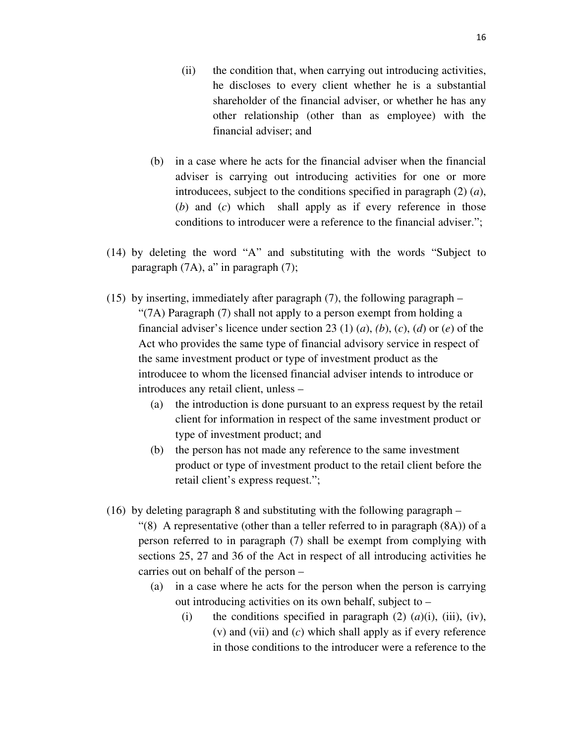(ii) the condition that, when carrying out introducing activities, he discloses to every client whether he is a substantial shareholder of the financial adviser, or whether he has any other relationship (other than as employee) with the financial adviser; and

(b) in a case where he acts for the financial adviser when the financial adviser is carrying out introducing activities for one or more introducees, subject to the conditions specified in paragraph (2) (*a*), (*b*) and (*c*) which shall apply as if every reference in those conditions to introducer were a reference to the financial adviser.";

(14) by deleting the word "A" and substituting with the words "Subject to paragraph (7A), a" in paragraph (7);

(15) by inserting, immediately after paragraph (7), the following paragraph –

"(7A) Paragraph (7) shall not apply to a person exempt from holding a financial adviser's licence under section 23 (1) (*a*), *(b*), (*c*), (*d*) or (*e*) of the Act who provides the same type of financial advisory service in respect of the same investment product or type of investment product as the introducee to whom the licensed financial adviser intends to introduce or introduces any retail client, unless –

(a) the introduction is done pursuant to an express request by the retail client for information in respect of the same investment product or type of investment product; and

(b) the person has not made any reference to the same investment product or type of investment product to the retail client before the retail client's express request.";

(16) by deleting paragraph 8 and substituting with the following paragraph –

"(8) A representative (other than a teller referred to in paragraph (8A)) of a person referred to in paragraph (7) shall be exempt from complying with sections 25, 27 and 36 of the Act in respect of all introducing activities he carries out on behalf of the person –

(a) in a case where he acts for the person when the person is carrying out introducing activities on its own behalf, subject to –

(i) the conditions specified in paragraph (2) (*a*)(i), (iii), (iv), (v) and (vii) and (*c*) which shall apply as if every reference in those conditions to the introducer were a reference to the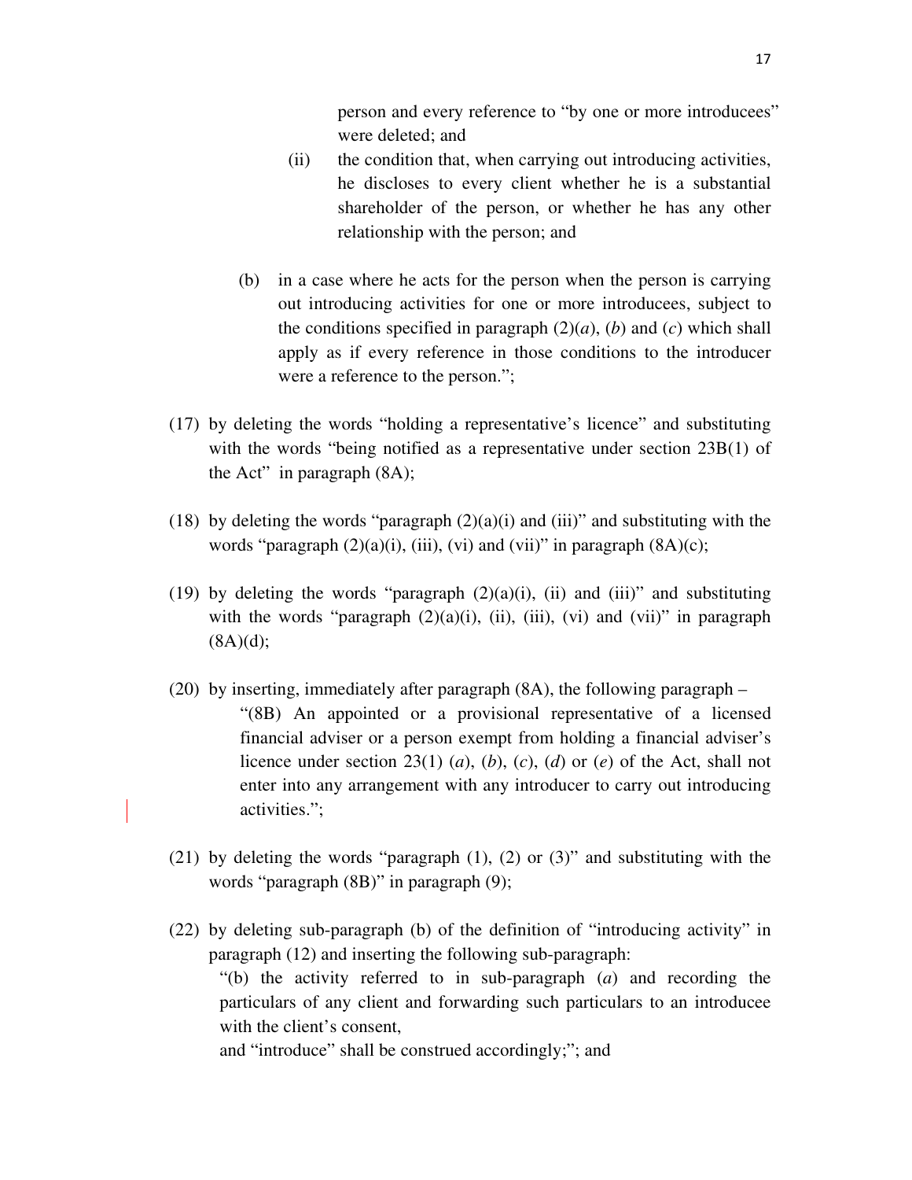person and every reference to "by one or more introducees" were deleted; and

(ii) the condition that, when carrying out introducing activities, he discloses to every client whether he is a substantial shareholder of the person, or whether he has any other relationship with the person; and

(b) in a case where he acts for the person when the person is carrying out introducing activities for one or more introducees, subject to the conditions specified in paragraph (2)(*a*), (*b*) and (*c*) which shall apply as if every reference in those conditions to the introducer were a reference to the person.";

(17) by deleting the words "holding a representative's licence" and substituting with the words "being notified as a representative under section 23B(1) of the Act" in paragraph (8A);

(18) by deleting the words "paragraph (2)(a)(i) and (iii)" and substituting with the words "paragraph (2)(a)(i), (iii), (vi) and (vii)" in paragraph (8A)(c);

(19) by deleting the words "paragraph (2)(a)(i), (ii) and (iii)" and substituting with the words "paragraph (2)(a)(i), (ii), (iii), (vi) and (vii)" in paragraph (8A)(d);

(20) by inserting, immediately after paragraph (8A), the following paragraph –

"(8B) An appointed or a provisional representative of a licensed financial adviser or a person exempt from holding a financial adviser's licence under section 23(1) (*a*), (*b*), (*c*), (*d*) or (*e*) of the Act, shall not enter into any arrangement with any introducer to carry out introducing activities.";

(21) by deleting the words "paragraph (1), (2) or (3)" and substituting with the words "paragraph (8B)" in paragraph (9);

(22) by deleting sub-paragraph (b) of the definition of "introducing activity" in paragraph (12) and inserting the following sub-paragraph:

"(b) the activity referred to in sub-paragraph (*a*) and recording the particulars of any client and forwarding such particulars to an introducee with the client's consent,

and "introduce" shall be construed accordingly;"; and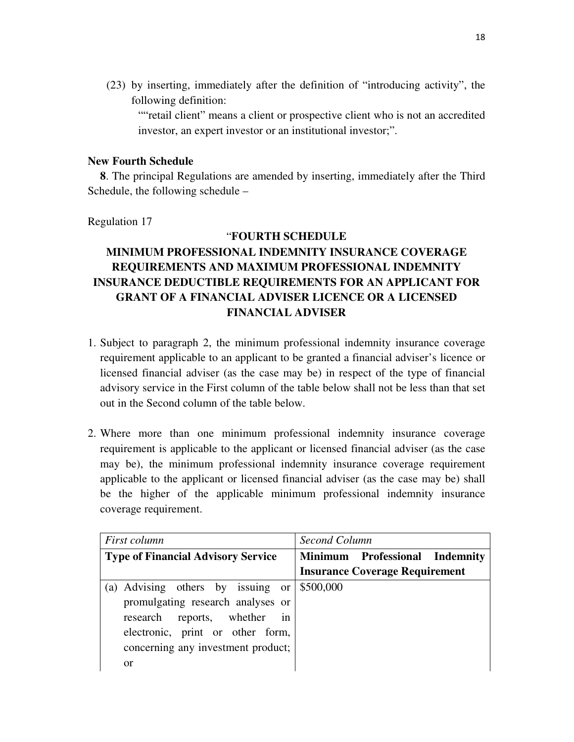(23) by inserting, immediately after the definition of "introducing activity", the following definition:

""retail client" means a client or prospective client who is not an accredited investor, an expert investor or an institutional investor;".

**New Fourth Schedule**

**8**. The principal Regulations are amended by inserting, immediately after the Third Schedule, the following schedule –

Regulation 17

"**FOURTH SCHEDULE**

**MINIMUM PROFESSIONAL INDEMNITY INSURANCE COVERAGE REQUIREMENTS AND MAXIMUM PROFESSIONAL INDEMNITY INSURANCE DEDUCTIBLE REQUIREMENTS FOR AN APPLICANT FOR GRANT OF A FINANCIAL ADVISER LICENCE OR A LICENSED FINANCIAL ADVISER**

1. Subject to paragraph 2, the minimum professional indemnity insurance coverage requirement applicable to an applicant to be granted a financial adviser's licence or licensed financial adviser (as the case may be) in respect of the type of financial advisory service in the First column of the table below shall not be less than that set out in the Second column of the table below.

2. Where more than one minimum professional indemnity insurance coverage requirement is applicable to the applicant or licensed financial adviser (as the case may be), the minimum professional indemnity insurance coverage requirement applicable to the applicant or licensed financial adviser (as the case may be) shall be the higher of the applicable minimum professional indemnity insurance coverage requirement.

| *First column* | *Second Column* |
|---|---|
| **Type of Financial Advisory Service** | **Minimum Professional Indemnity Insurance Coverage Requirement** |
| (a) Advising others by issuing or promulgating research analyses or research reports, whether in electronic, print or other form, concerning any investment product; or | \$500,000 |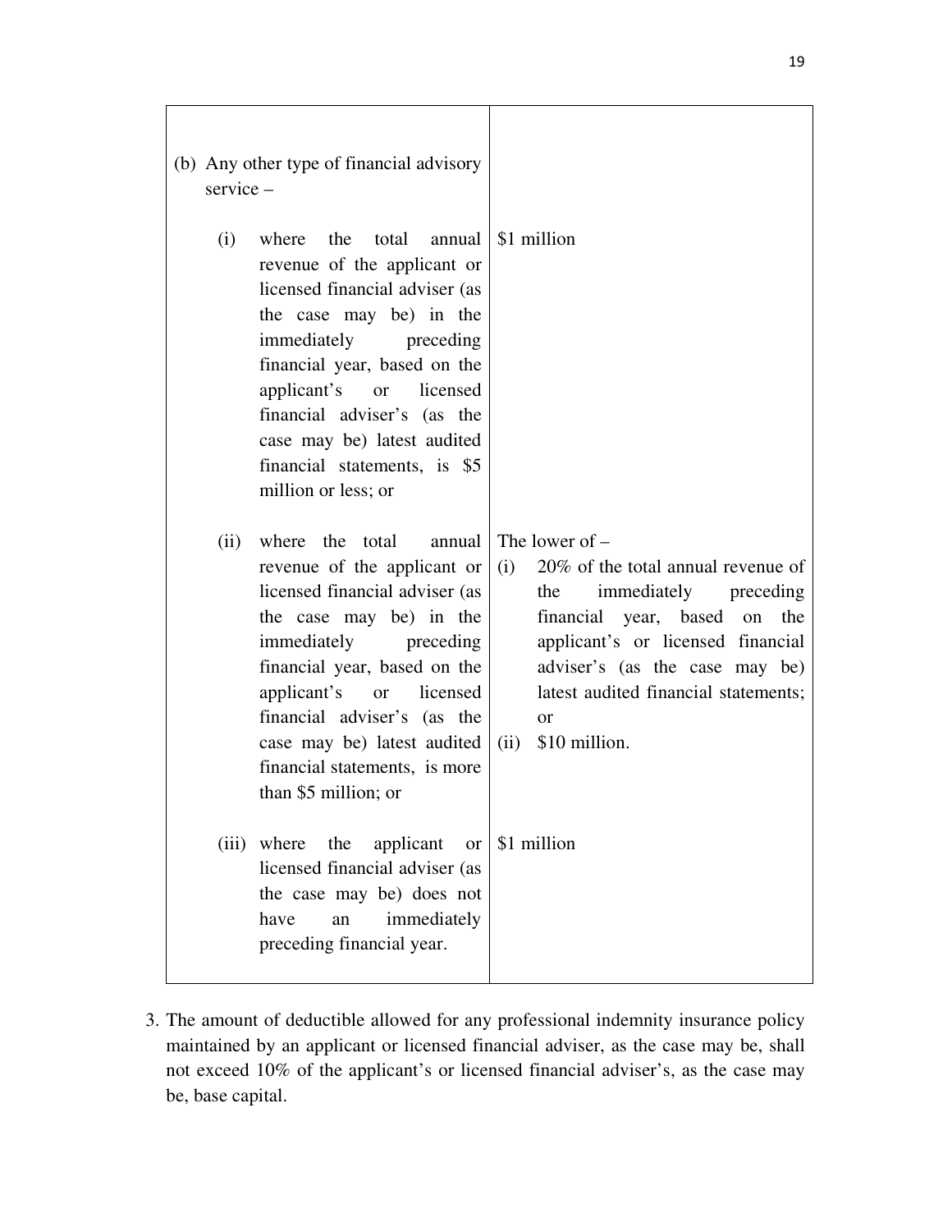| | |
|---|---|
| (b) Any other type of financial advisory service – | |
| (i) where the total annual revenue of the applicant or licensed financial adviser (as the case may be) in the immediately preceding financial year, based on the applicant's or licensed financial adviser's (as the case may be) latest audited financial statements, is \$5 million or less; or | \$1 million |
| (ii) where the total annual revenue of the applicant or licensed financial adviser (as the case may be) in the immediately preceding financial year, based on the applicant's or licensed financial adviser's (as the case may be) latest audited financial statements, is more than \$5 million; or | The lower of – (i) 20% of the total annual revenue of the immediately preceding financial year, based on the applicant's or licensed financial adviser's (as the case may be) latest audited financial statements; or (ii) \$10 million. |
| (iii) where the applicant or licensed financial adviser (as the case may be) does not have an immediately preceding financial year. | \$1 million |

3. The amount of deductible allowed for any professional indemnity insurance policy maintained by an applicant or licensed financial adviser, as the case may be, shall not exceed 10% of the applicant's or licensed financial adviser's, as the case may be, base capital.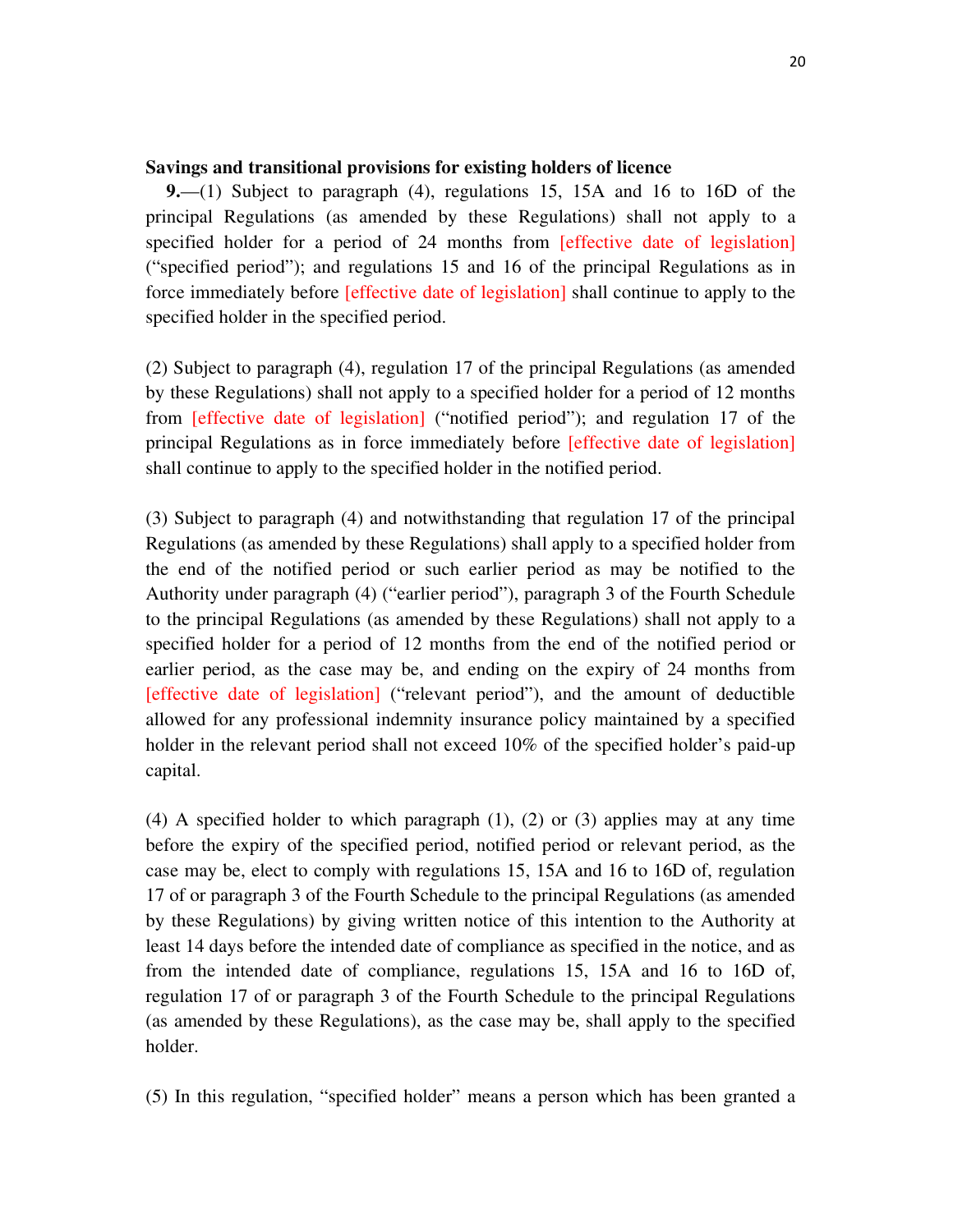**Savings and transitional provisions for existing holders of licence**

**9.**—(1) Subject to paragraph (4), regulations 15, 15A and 16 to 16D of the principal Regulations (as amended by these Regulations) shall not apply to a specified holder for a period of 24 months from [effective date of legislation] ("specified period"); and regulations 15 and 16 of the principal Regulations as in force immediately before [effective date of legislation] shall continue to apply to the specified holder in the specified period.

(2) Subject to paragraph (4), regulation 17 of the principal Regulations (as amended by these Regulations) shall not apply to a specified holder for a period of 12 months from [effective date of legislation] ("notified period"); and regulation 17 of the principal Regulations as in force immediately before [effective date of legislation] shall continue to apply to the specified holder in the notified period.

(3) Subject to paragraph (4) and notwithstanding that regulation 17 of the principal Regulations (as amended by these Regulations) shall apply to a specified holder from the end of the notified period or such earlier period as may be notified to the Authority under paragraph (4) ("earlier period"), paragraph 3 of the Fourth Schedule to the principal Regulations (as amended by these Regulations) shall not apply to a specified holder for a period of 12 months from the end of the notified period or earlier period, as the case may be, and ending on the expiry of 24 months from [effective date of legislation] ("relevant period"), and the amount of deductible allowed for any professional indemnity insurance policy maintained by a specified holder in the relevant period shall not exceed 10% of the specified holder's paid-up capital.

(4) A specified holder to which paragraph (1), (2) or (3) applies may at any time before the expiry of the specified period, notified period or relevant period, as the case may be, elect to comply with regulations 15, 15A and 16 to 16D of, regulation 17 of or paragraph 3 of the Fourth Schedule to the principal Regulations (as amended by these Regulations) by giving written notice of this intention to the Authority at least 14 days before the intended date of compliance as specified in the notice, and as from the intended date of compliance, regulations 15, 15A and 16 to 16D of, regulation 17 of or paragraph 3 of the Fourth Schedule to the principal Regulations (as amended by these Regulations), as the case may be, shall apply to the specified holder.

(5) In this regulation, "specified holder" means a person which has been granted a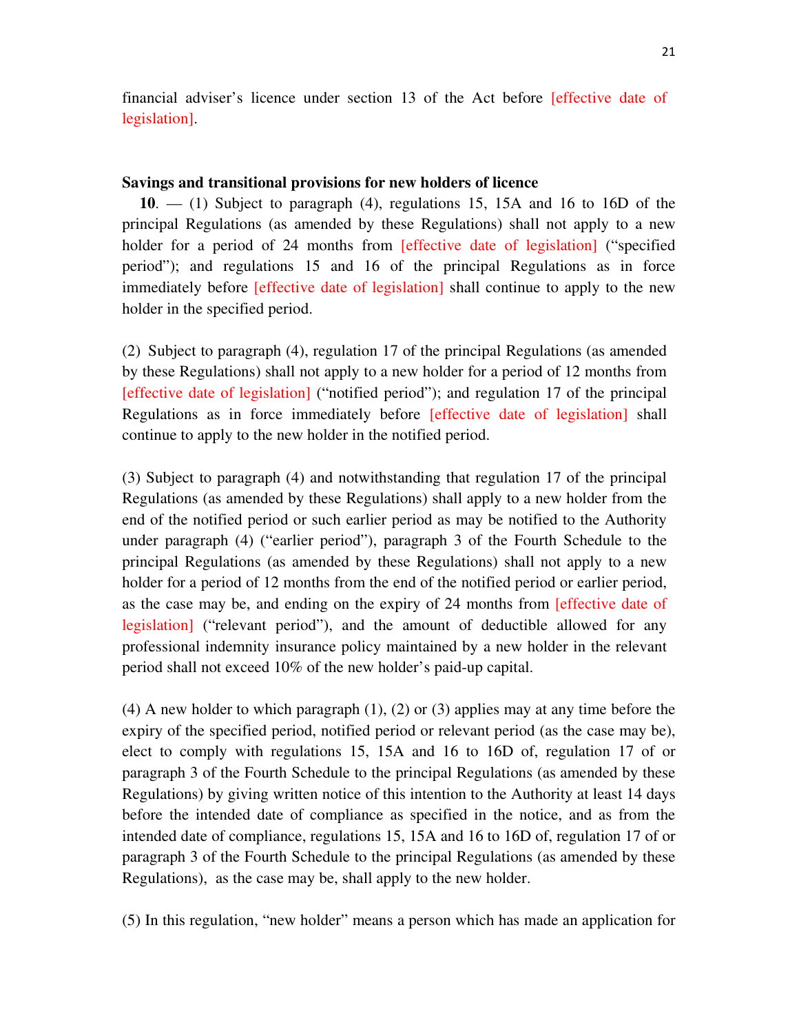financial adviser's licence under section 13 of the Act before [effective date of legislation].

**Savings and transitional provisions for new holders of licence**

**10**. — (1) Subject to paragraph (4), regulations 15, 15A and 16 to 16D of the principal Regulations (as amended by these Regulations) shall not apply to a new holder for a period of 24 months from [effective date of legislation] ("specified period"); and regulations 15 and 16 of the principal Regulations as in force immediately before [effective date of legislation] shall continue to apply to the new holder in the specified period.

(2) Subject to paragraph (4), regulation 17 of the principal Regulations (as amended by these Regulations) shall not apply to a new holder for a period of 12 months from [effective date of legislation] ("notified period"); and regulation 17 of the principal Regulations as in force immediately before [effective date of legislation] shall continue to apply to the new holder in the notified period.

(3) Subject to paragraph (4) and notwithstanding that regulation 17 of the principal Regulations (as amended by these Regulations) shall apply to a new holder from the end of the notified period or such earlier period as may be notified to the Authority under paragraph (4) ("earlier period"), paragraph 3 of the Fourth Schedule to the principal Regulations (as amended by these Regulations) shall not apply to a new holder for a period of 12 months from the end of the notified period or earlier period, as the case may be, and ending on the expiry of 24 months from [effective date of legislation] ("relevant period"), and the amount of deductible allowed for any professional indemnity insurance policy maintained by a new holder in the relevant period shall not exceed 10% of the new holder's paid-up capital.

(4) A new holder to which paragraph (1), (2) or (3) applies may at any time before the expiry of the specified period, notified period or relevant period (as the case may be), elect to comply with regulations 15, 15A and 16 to 16D of, regulation 17 of or paragraph 3 of the Fourth Schedule to the principal Regulations (as amended by these Regulations) by giving written notice of this intention to the Authority at least 14 days before the intended date of compliance as specified in the notice, and as from the intended date of compliance, regulations 15, 15A and 16 to 16D of, regulation 17 of or paragraph 3 of the Fourth Schedule to the principal Regulations (as amended by these Regulations), as the case may be, shall apply to the new holder.

(5) In this regulation, "new holder" means a person which has made an application for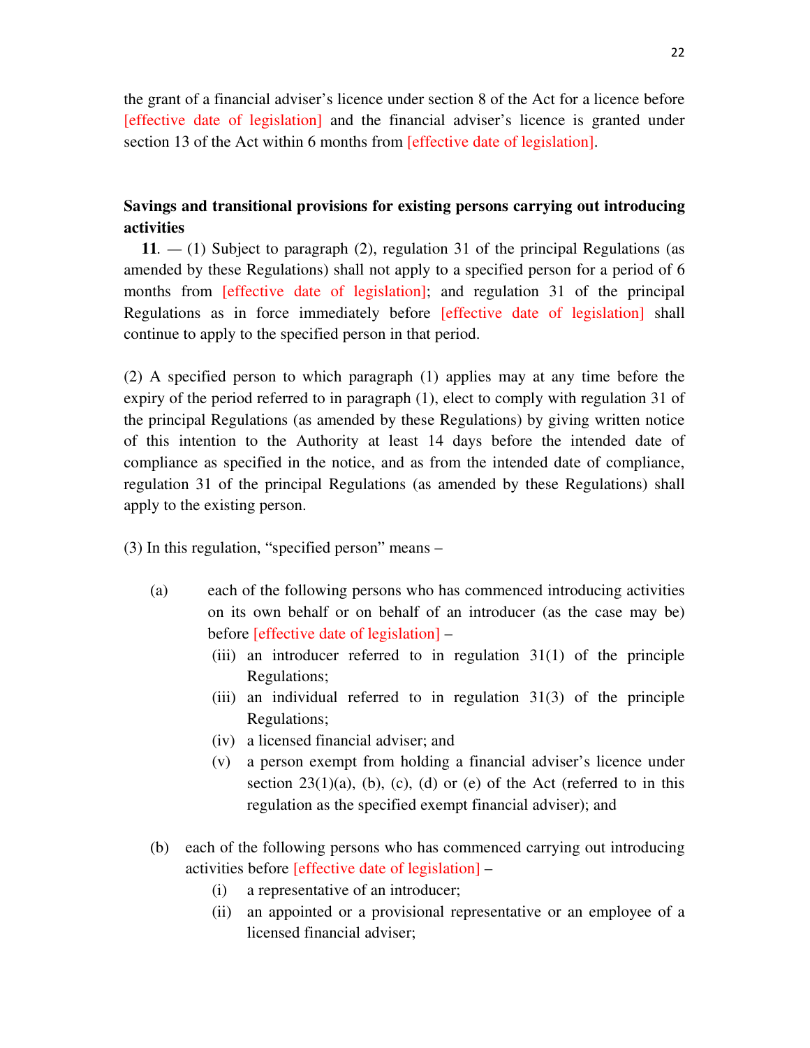the grant of a financial adviser's licence under section 8 of the Act for a licence before [effective date of legislation] and the financial adviser's licence is granted under section 13 of the Act within 6 months from [effective date of legislation].

**Savings and transitional provisions for existing persons carrying out introducing activities**

**11**. — (1) Subject to paragraph (2), regulation 31 of the principal Regulations (as amended by these Regulations) shall not apply to a specified person for a period of 6 months from [effective date of legislation]; and regulation 31 of the principal Regulations as in force immediately before [effective date of legislation] shall continue to apply to the specified person in that period.

(2) A specified person to which paragraph (1) applies may at any time before the expiry of the period referred to in paragraph (1), elect to comply with regulation 31 of the principal Regulations (as amended by these Regulations) by giving written notice of this intention to the Authority at least 14 days before the intended date of compliance as specified in the notice, and as from the intended date of compliance, regulation 31 of the principal Regulations (as amended by these Regulations) shall apply to the existing person.

(3) In this regulation, "specified person" means –

(a) each of the following persons who has commenced introducing activities on its own behalf or on behalf of an introducer (as the case may be) before [effective date of legislation] –

  (iii) an introducer referred to in regulation 31(1) of the principle Regulations;

  (iii) an individual referred to in regulation 31(3) of the principle Regulations;

  (iv) a licensed financial adviser; and

  (v) a person exempt from holding a financial adviser's licence under section 23(1)(a), (b), (c), (d) or (e) of the Act (referred to in this regulation as the specified exempt financial adviser); and

(b) each of the following persons who has commenced carrying out introducing activities before [effective date of legislation] –

  (i) a representative of an introducer;

  (ii) an appointed or a provisional representative or an employee of a licensed financial adviser;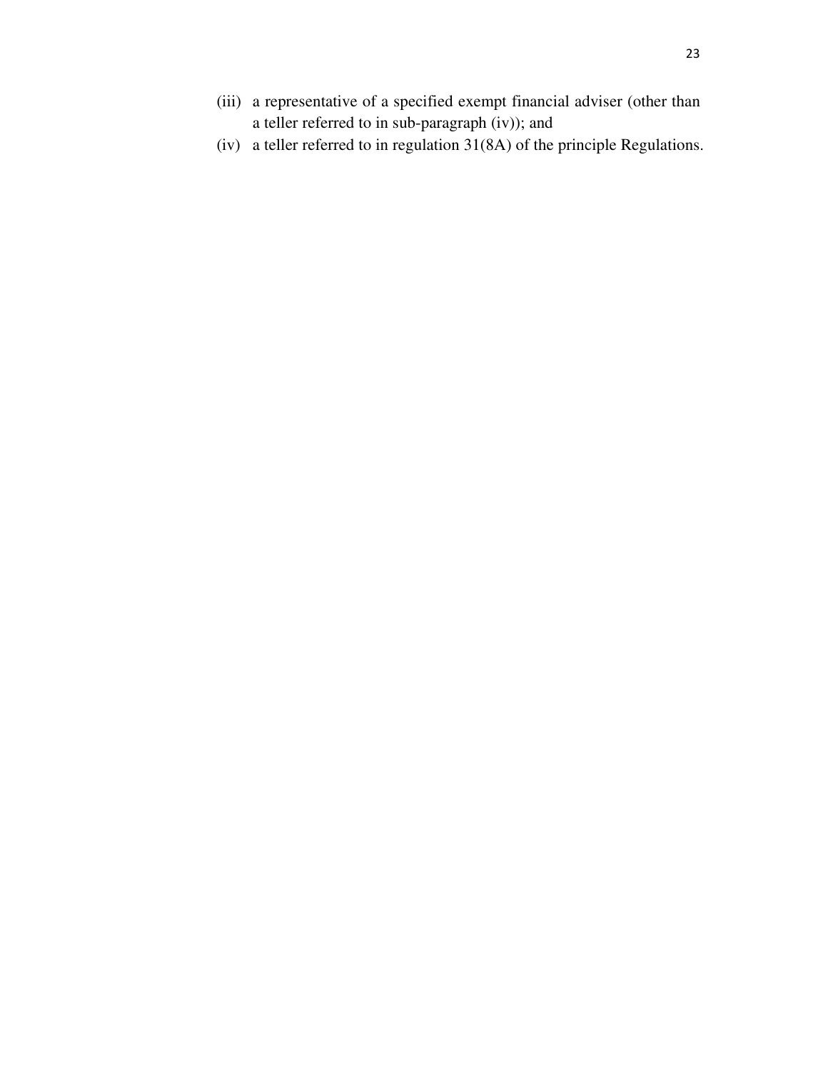(iii) a representative of a specified exempt financial adviser (other than a teller referred to in sub-paragraph (iv)); and

(iv) a teller referred to in regulation 31(8A) of the principle Regulations.